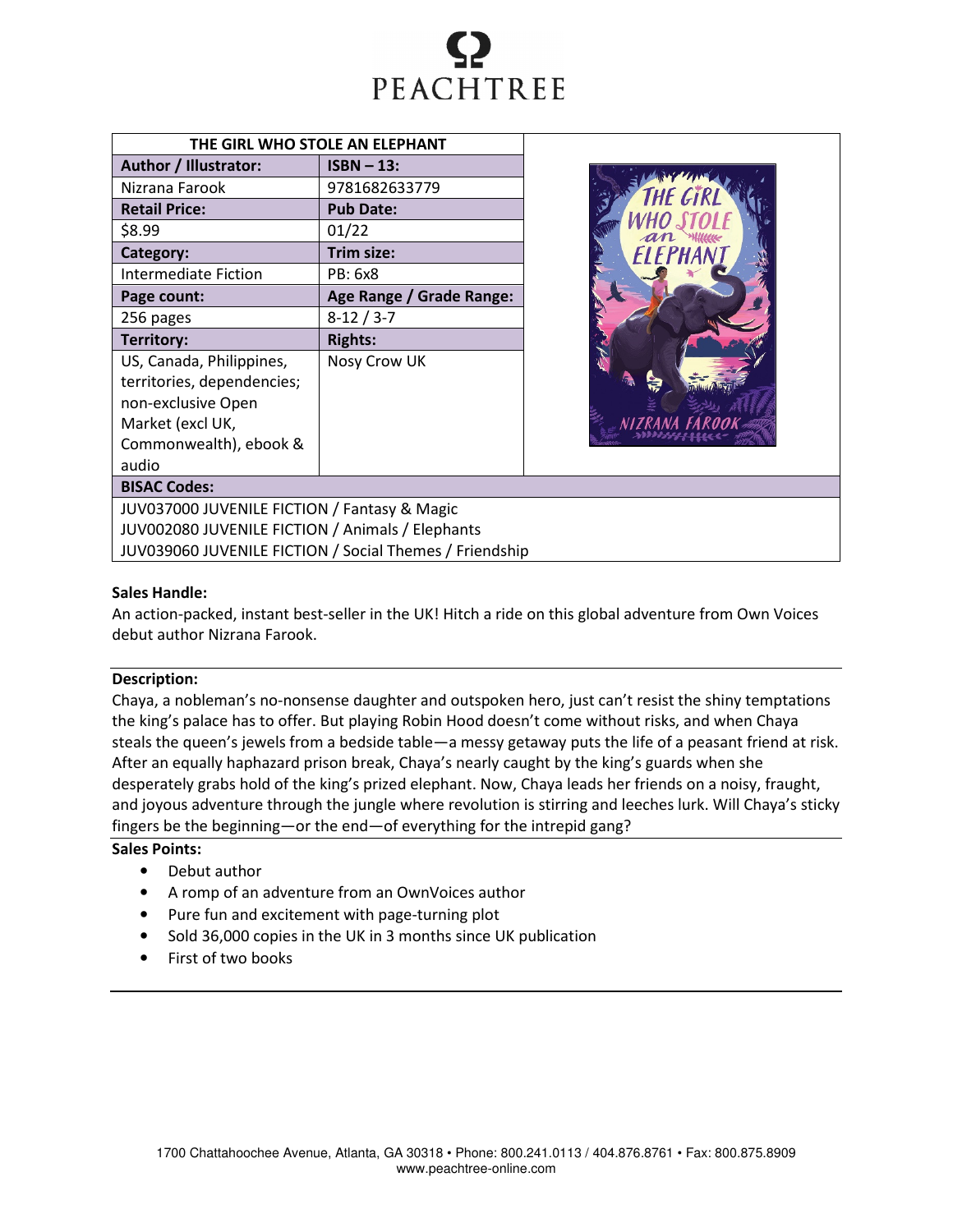PEACHTREE

| THE GIRL WHO STOLE AN ELEPHANT | |
|---|---|
| **Author / Illustrator:** | **ISBN – 13:** |
| Nizrana Farook | 9781682633779 |
| **Retail Price:** | **Pub Date:** |
| $8.99 | 01/22 |
| **Category:** | **Trim size:** |
| Intermediate Fiction | PB: 6x8 |
| **Page count:** | **Age Range / Grade Range:** |
| 256 pages | 8-12 / 3-7 |
| **Territory:** | **Rights:** |
| US, Canada, Philippines, territories, dependencies; non-exclusive Open Market (excl UK, Commonwealth), ebook & audio | Nosy Crow UK |

**BISAC Codes:**

JUV037000 JUVENILE FICTION / Fantasy & Magic
JUV002080 JUVENILE FICTION / Animals / Elephants
JUV039060 JUVENILE FICTION / Social Themes / Friendship

**Sales Handle:**

An action-packed, instant best-seller in the UK! Hitch a ride on this global adventure from Own Voices debut author Nizrana Farook.

**Description:**

Chaya, a nobleman's no-nonsense daughter and outspoken hero, just can't resist the shiny temptations the king's palace has to offer. But playing Robin Hood doesn't come without risks, and when Chaya steals the queen's jewels from a bedside table—a messy getaway puts the life of a peasant friend at risk. After an equally haphazard prison break, Chaya's nearly caught by the king's guards when she desperately grabs hold of the king's prized elephant. Now, Chaya leads her friends on a noisy, fraught, and joyous adventure through the jungle where revolution is stirring and leeches lurk. Will Chaya's sticky fingers be the beginning—or the end—of everything for the intrepid gang?

**Sales Points:**

- Debut author
- A romp of an adventure from an OwnVoices author
- Pure fun and excitement with page-turning plot
- Sold 36,000 copies in the UK in 3 months since UK publication
- First of two books

1700 Chattahoochee Avenue, Atlanta, GA 30318 • Phone: 800.241.0113 / 404.876.8761 • Fax: 800.875.8909
www.peachtree-online.com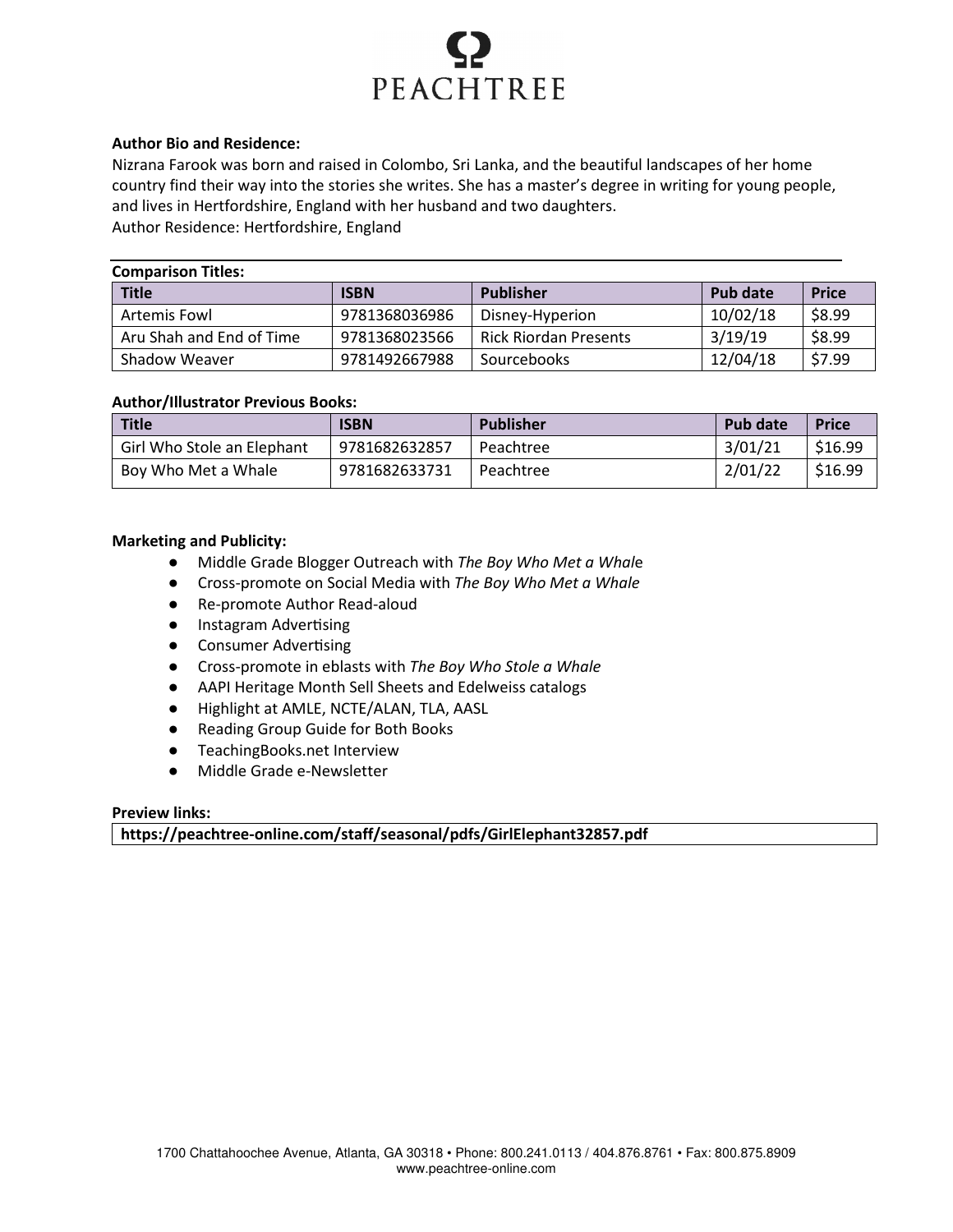PEACHTREE

**Author Bio and Residence:**

Nizrana Farook was born and raised in Colombo, Sri Lanka, and the beautiful landscapes of her home country find their way into the stories she writes. She has a master's degree in writing for young people, and lives in Hertfordshire, England with her husband and two daughters.

Author Residence: Hertfordshire, England

**Comparison Titles:**

| Title | ISBN | Publisher | Pub date | Price |
|---|---|---|---|---|
| Artemis Fowl | 9781368036986 | Disney-Hyperion | 10/02/18 | $8.99 |
| Aru Shah and End of Time | 9781368023566 | Rick Riordan Presents | 3/19/19 | $8.99 |
| Shadow Weaver | 9781492667988 | Sourcebooks | 12/04/18 | $7.99 |

**Author/Illustrator Previous Books:**

| Title | ISBN | Publisher | Pub date | Price |
|---|---|---|---|---|
| Girl Who Stole an Elephant | 9781682632857 | Peachtree | 3/01/21 | $16.99 |
| Boy Who Met a Whale | 9781682633731 | Peachtree | 2/01/22 | $16.99 |

**Marketing and Publicity:**

- Middle Grade Blogger Outreach with *The Boy Who Met a Whale*
- Cross-promote on Social Media with *The Boy Who Met a Whale*
- Re-promote Author Read-aloud
- Instagram Advertising
- Consumer Advertising
- Cross-promote in eblasts with *The Boy Who Stole a Whale*
- AAPI Heritage Month Sell Sheets and Edelweiss catalogs
- Highlight at AMLE, NCTE/ALAN, TLA, AASL
- Reading Group Guide for Both Books
- TeachingBooks.net Interview
- Middle Grade e-Newsletter

**Preview links:**

**https://peachtree-online.com/staff/seasonal/pdfs/GirlElephant32857.pdf**

1700 Chattahoochee Avenue, Atlanta, GA 30318 • Phone: 800.241.0113 / 404.876.8761 • Fax: 800.875.8909
www.peachtree-online.com